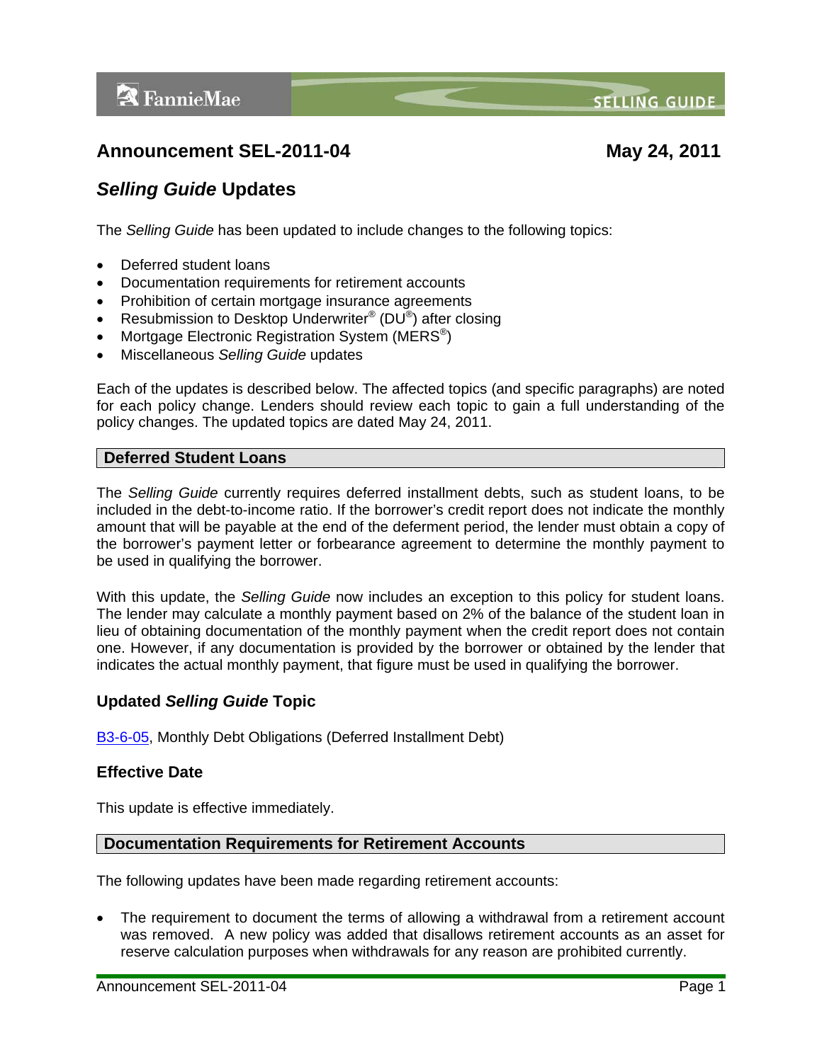# Announcement SEL-2011-04 May 24, 2011

## *Selling Guide* Updates

The *Selling Guide* has been updated to include changes to the following topics:

- Deferred student loans
- Documentation requirements for retirement accounts
- Prohibition of certain mortgage insurance agreements
- Resubmission to Desktop Underwriter® (DU®) after closing
- Mortgage Electronic Registration System (MERS®)
- Miscellaneous *Selling Guide* updates

Each of the updates is described below. The affected topics (and specific paragraphs) are noted for each policy change. Lenders should review each topic to gain a full understanding of the policy changes. The updated topics are dated May 24, 2011.

## Deferred Student Loans

The *Selling Guide* currently requires deferred installment debts, such as student loans, to be included in the debt-to-income ratio. If the borrower's credit report does not indicate the monthly amount that will be payable at the end of the deferment period, the lender must obtain a copy of the borrower's payment letter or forbearance agreement to determine the monthly payment to be used in qualifying the borrower.

With this update, the *Selling Guide* now includes an exception to this policy for student loans. The lender may calculate a monthly payment based on 2% of the balance of the student loan in lieu of obtaining documentation of the monthly payment when the credit report does not contain one. However, if any documentation is provided by the borrower or obtained by the lender that indicates the actual monthly payment, that figure must be used in qualifying the borrower.

### Updated *Selling Guide* Topic

B3-6-05, Monthly Debt Obligations (Deferred Installment Debt)

### Effective Date

This update is effective immediately.

## Documentation Requirements for Retirement Accounts

The following updates have been made regarding retirement accounts:

- The requirement to document the terms of allowing a withdrawal from a retirement account was removed. A new policy was added that disallows retirement accounts as an asset for reserve calculation purposes when withdrawals for any reason are prohibited currently.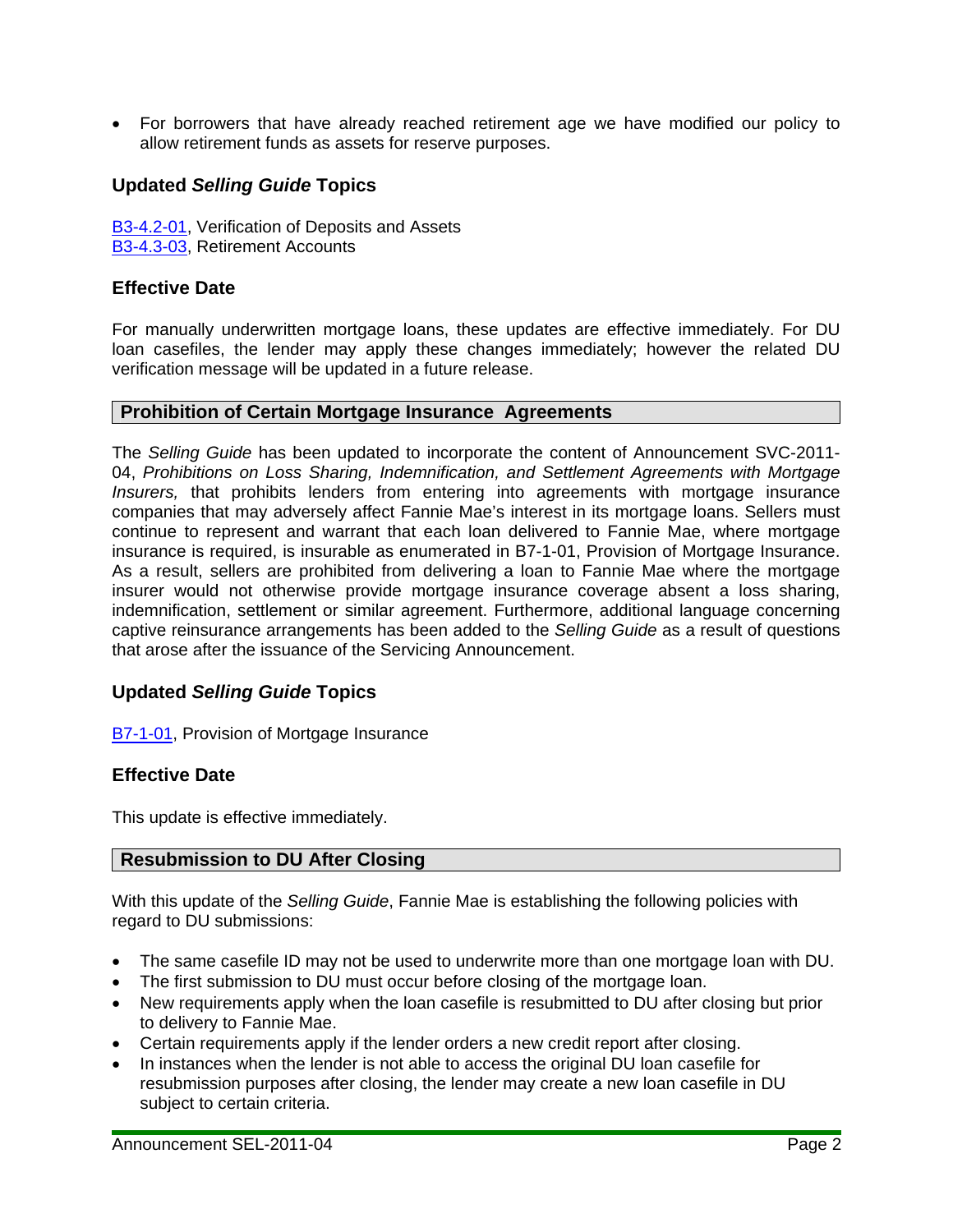- For borrowers that have already reached retirement age we have modified our policy to allow retirement funds as assets for reserve purposes.

### Updated *Selling Guide* Topics

B3-4.2-01, Verification of Deposits and Assets
B3-4.3-03, Retirement Accounts

### Effective Date

For manually underwritten mortgage loans, these updates are effective immediately. For DU loan casefiles, the lender may apply these changes immediately; however the related DU verification message will be updated in a future release.

## Prohibition of Certain Mortgage Insurance Agreements

The *Selling Guide* has been updated to incorporate the content of Announcement SVC-2011-04, *Prohibitions on Loss Sharing, Indemnification, and Settlement Agreements with Mortgage Insurers,* that prohibits lenders from entering into agreements with mortgage insurance companies that may adversely affect Fannie Mae's interest in its mortgage loans. Sellers must continue to represent and warrant that each loan delivered to Fannie Mae, where mortgage insurance is required, is insurable as enumerated in B7-1-01, Provision of Mortgage Insurance. As a result, sellers are prohibited from delivering a loan to Fannie Mae where the mortgage insurer would not otherwise provide mortgage insurance coverage absent a loss sharing, indemnification, settlement or similar agreement. Furthermore, additional language concerning captive reinsurance arrangements has been added to the *Selling Guide* as a result of questions that arose after the issuance of the Servicing Announcement.

### Updated *Selling Guide* Topics

B7-1-01, Provision of Mortgage Insurance

### Effective Date

This update is effective immediately.

## Resubmission to DU After Closing

With this update of the *Selling Guide*, Fannie Mae is establishing the following policies with regard to DU submissions:

- The same casefile ID may not be used to underwrite more than one mortgage loan with DU.
- The first submission to DU must occur before closing of the mortgage loan.
- New requirements apply when the loan casefile is resubmitted to DU after closing but prior to delivery to Fannie Mae.
- Certain requirements apply if the lender orders a new credit report after closing.
- In instances when the lender is not able to access the original DU loan casefile for resubmission purposes after closing, the lender may create a new loan casefile in DU subject to certain criteria.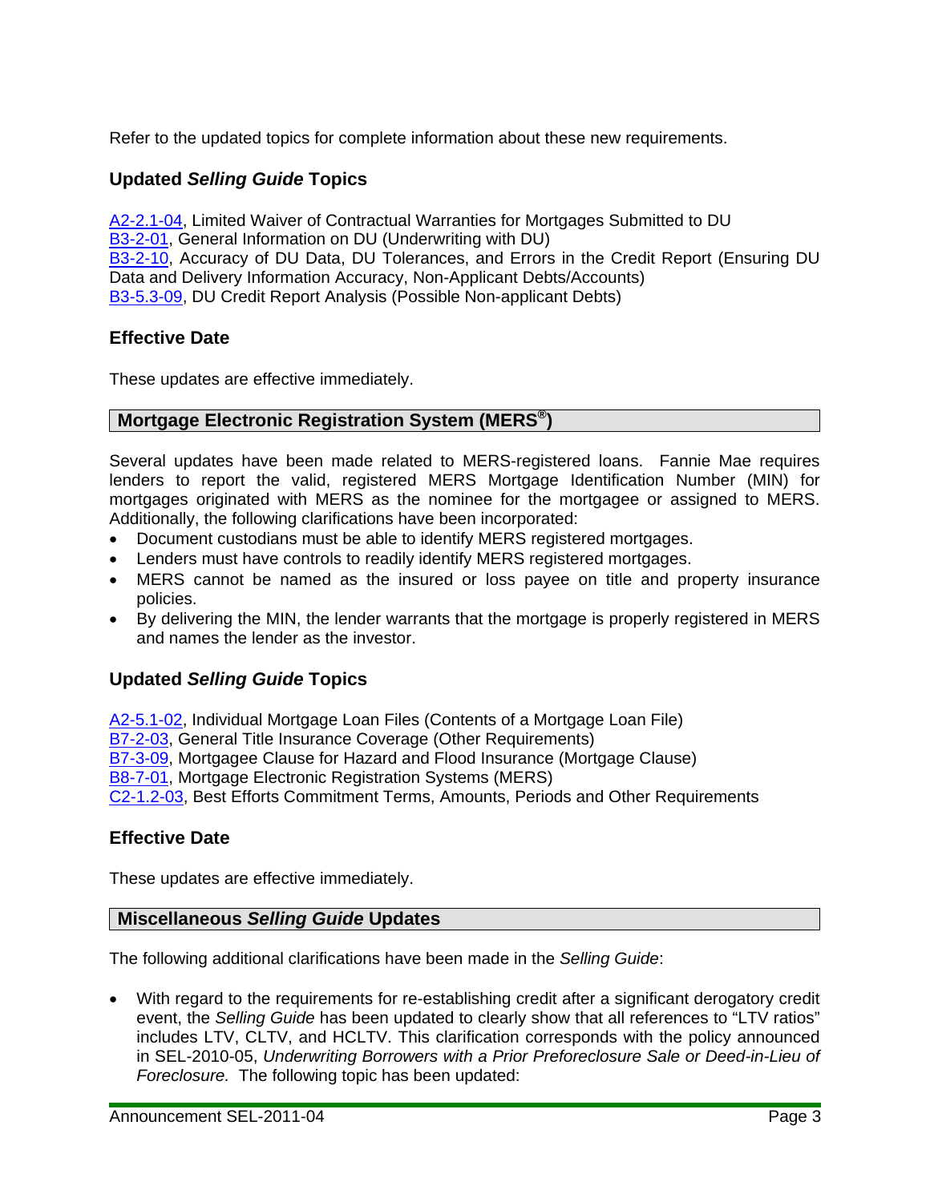Refer to the updated topics for complete information about these new requirements.

### Updated *Selling Guide* Topics

A2-2.1-04, Limited Waiver of Contractual Warranties for Mortgages Submitted to DU
B3-2-01, General Information on DU (Underwriting with DU)
B3-2-10, Accuracy of DU Data, DU Tolerances, and Errors in the Credit Report (Ensuring DU Data and Delivery Information Accuracy, Non-Applicant Debts/Accounts)
B3-5.3-09, DU Credit Report Analysis (Possible Non-applicant Debts)

### Effective Date

These updates are effective immediately.

## Mortgage Electronic Registration System (MERS®)

Several updates have been made related to MERS-registered loans. Fannie Mae requires lenders to report the valid, registered MERS Mortgage Identification Number (MIN) for mortgages originated with MERS as the nominee for the mortgagee or assigned to MERS. Additionally, the following clarifications have been incorporated:

- Document custodians must be able to identify MERS registered mortgages.
- Lenders must have controls to readily identify MERS registered mortgages.
- MERS cannot be named as the insured or loss payee on title and property insurance policies.
- By delivering the MIN, the lender warrants that the mortgage is properly registered in MERS and names the lender as the investor.

### Updated *Selling Guide* Topics

A2-5.1-02, Individual Mortgage Loan Files (Contents of a Mortgage Loan File)
B7-2-03, General Title Insurance Coverage (Other Requirements)
B7-3-09, Mortgagee Clause for Hazard and Flood Insurance (Mortgage Clause)
B8-7-01, Mortgage Electronic Registration Systems (MERS)
C2-1.2-03, Best Efforts Commitment Terms, Amounts, Periods and Other Requirements

### Effective Date

These updates are effective immediately.

## Miscellaneous *Selling Guide* Updates

The following additional clarifications have been made in the *Selling Guide*:

- With regard to the requirements for re-establishing credit after a significant derogatory credit event, the *Selling Guide* has been updated to clearly show that all references to "LTV ratios" includes LTV, CLTV, and HCLTV. This clarification corresponds with the policy announced in SEL-2010-05, *Underwriting Borrowers with a Prior Preforeclosure Sale or Deed-in-Lieu of Foreclosure.* The following topic has been updated: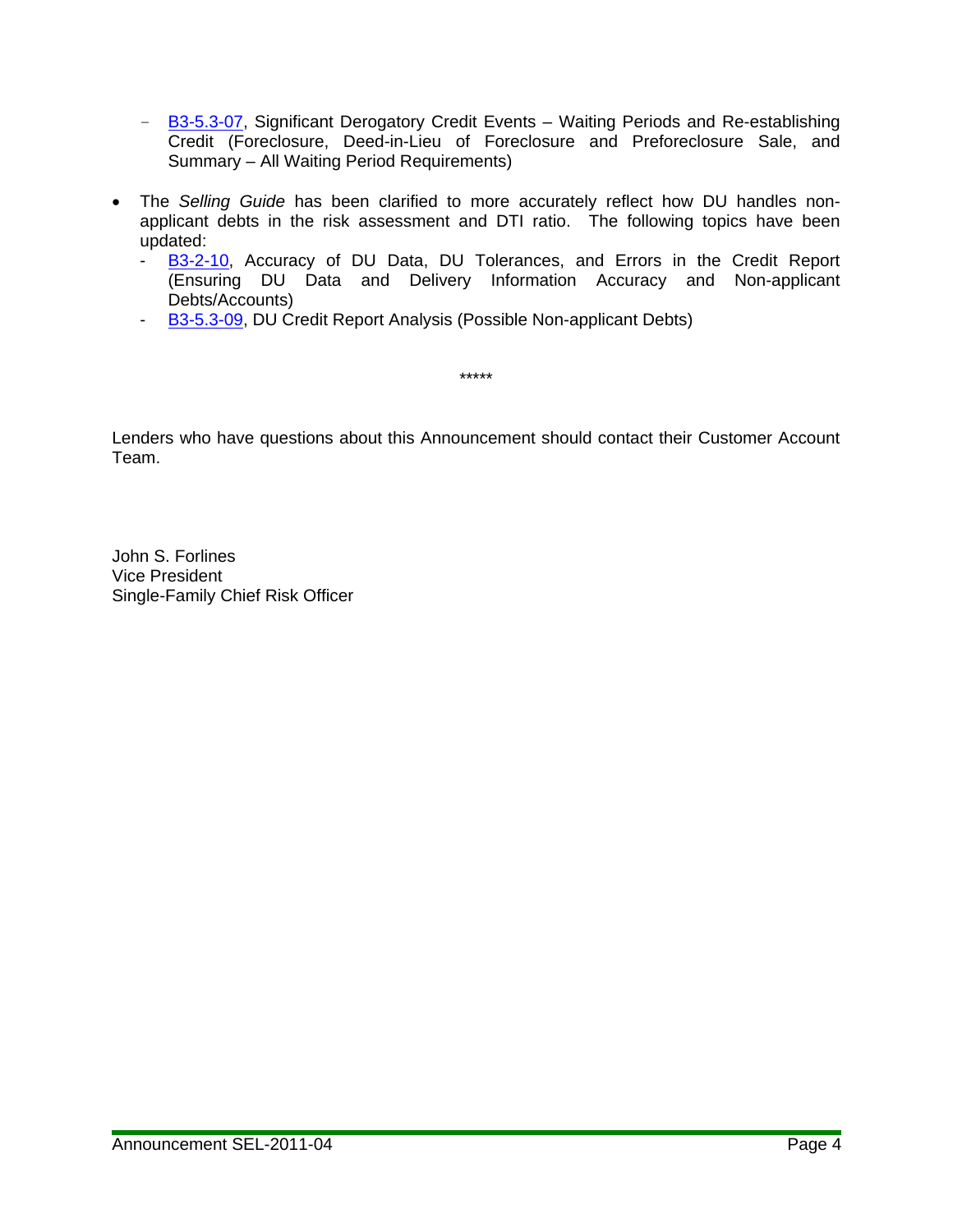- B3-5.3-07, Significant Derogatory Credit Events – Waiting Periods and Re-establishing Credit (Foreclosure, Deed-in-Lieu of Foreclosure and Preforeclosure Sale, and Summary – All Waiting Period Requirements)

- The *Selling Guide* has been clarified to more accurately reflect how DU handles non-applicant debts in the risk assessment and DTI ratio. The following topics have been updated:
  - B3-2-10, Accuracy of DU Data, DU Tolerances, and Errors in the Credit Report (Ensuring DU Data and Delivery Information Accuracy and Non-applicant Debts/Accounts)
  - B3-5.3-09, DU Credit Report Analysis (Possible Non-applicant Debts)

*****

Lenders who have questions about this Announcement should contact their Customer Account Team.

John S. Forlines
Vice President
Single-Family Chief Risk Officer